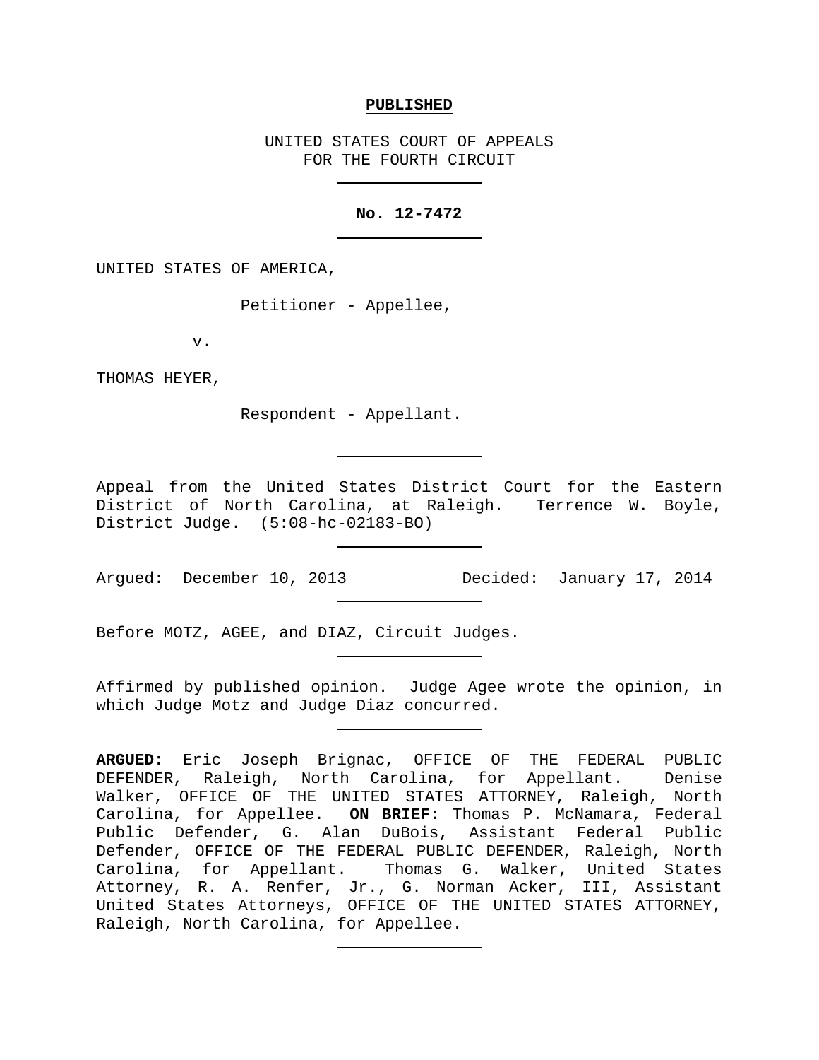**PUBLISHED**

UNITED STATES COURT OF APPEALS
FOR THE FOURTH CIRCUIT

---

**No. 12-7472**

---

UNITED STATES OF AMERICA,

Petitioner - Appellee,

v.

THOMAS HEYER,

Respondent - Appellant.

---

Appeal from the United States District Court for the Eastern District of North Carolina, at Raleigh. Terrence W. Boyle, District Judge. (5:08-hc-02183-BO)

---

Argued: December 10, 2013 Decided: January 17, 2014

---

Before MOTZ, AGEE, and DIAZ, Circuit Judges.

---

Affirmed by published opinion. Judge Agee wrote the opinion, in which Judge Motz and Judge Diaz concurred.

---

**ARGUED:** Eric Joseph Brignac, OFFICE OF THE FEDERAL PUBLIC DEFENDER, Raleigh, North Carolina, for Appellant. Denise Walker, OFFICE OF THE UNITED STATES ATTORNEY, Raleigh, North Carolina, for Appellee. **ON BRIEF:** Thomas P. McNamara, Federal Public Defender, G. Alan DuBois, Assistant Federal Public Defender, OFFICE OF THE FEDERAL PUBLIC DEFENDER, Raleigh, North Carolina, for Appellant. Thomas G. Walker, United States Attorney, R. A. Renfer, Jr., G. Norman Acker, III, Assistant United States Attorneys, OFFICE OF THE UNITED STATES ATTORNEY, Raleigh, North Carolina, for Appellee.

---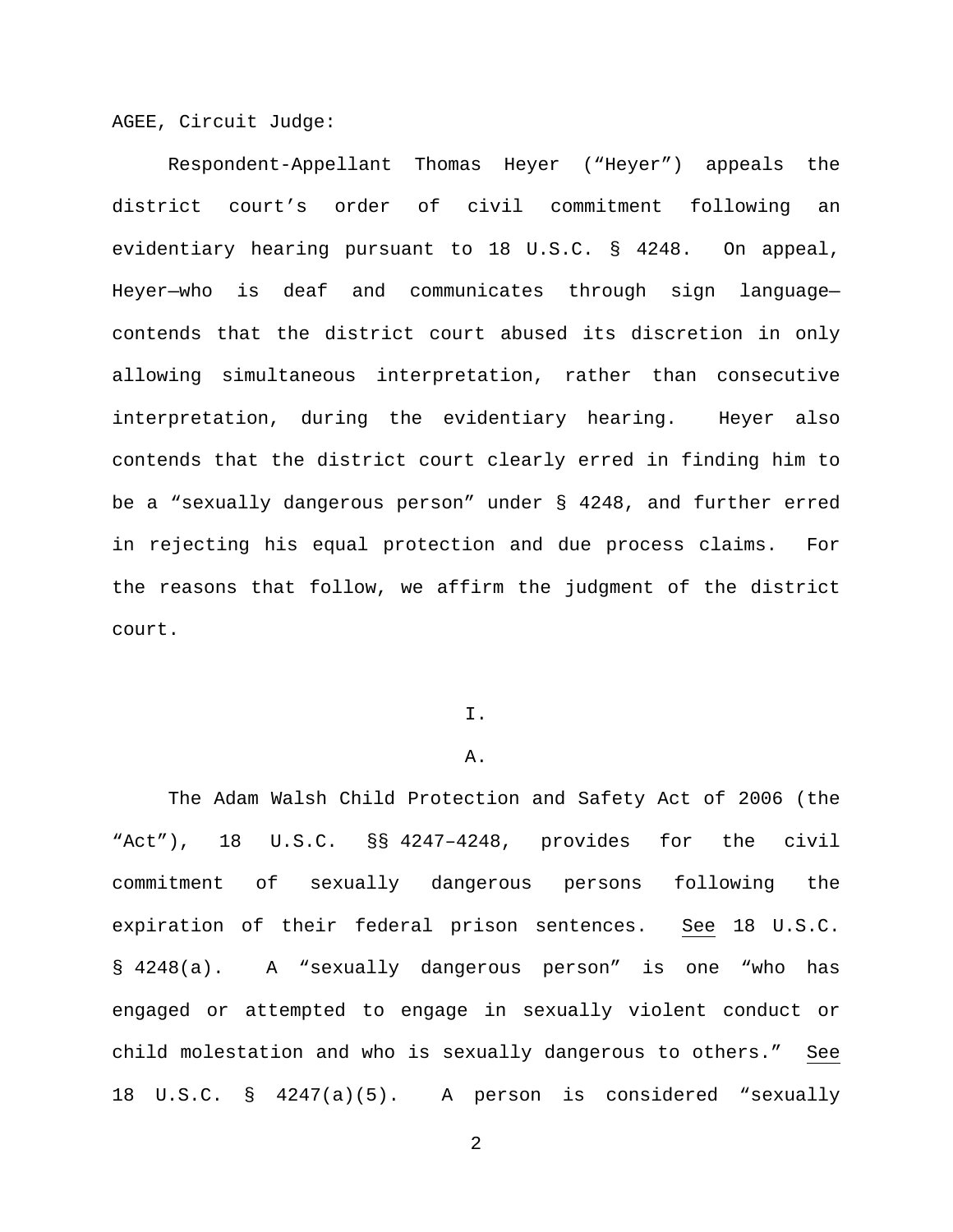AGEE, Circuit Judge:

Respondent-Appellant Thomas Heyer ("Heyer") appeals the district court's order of civil commitment following an evidentiary hearing pursuant to 18 U.S.C. § 4248. On appeal, Heyer—who is deaf and communicates through sign language—contends that the district court abused its discretion in only allowing simultaneous interpretation, rather than consecutive interpretation, during the evidentiary hearing. Heyer also contends that the district court clearly erred in finding him to be a "sexually dangerous person" under § 4248, and further erred in rejecting his equal protection and due process claims. For the reasons that follow, we affirm the judgment of the district court.

## I.

### A.

The Adam Walsh Child Protection and Safety Act of 2006 (the "Act"), 18 U.S.C. §§ 4247–4248, provides for the civil commitment of sexually dangerous persons following the expiration of their federal prison sentences. See 18 U.S.C. § 4248(a). A "sexually dangerous person" is one "who has engaged or attempted to engage in sexually violent conduct or child molestation and who is sexually dangerous to others." See 18 U.S.C. § 4247(a)(5). A person is considered "sexually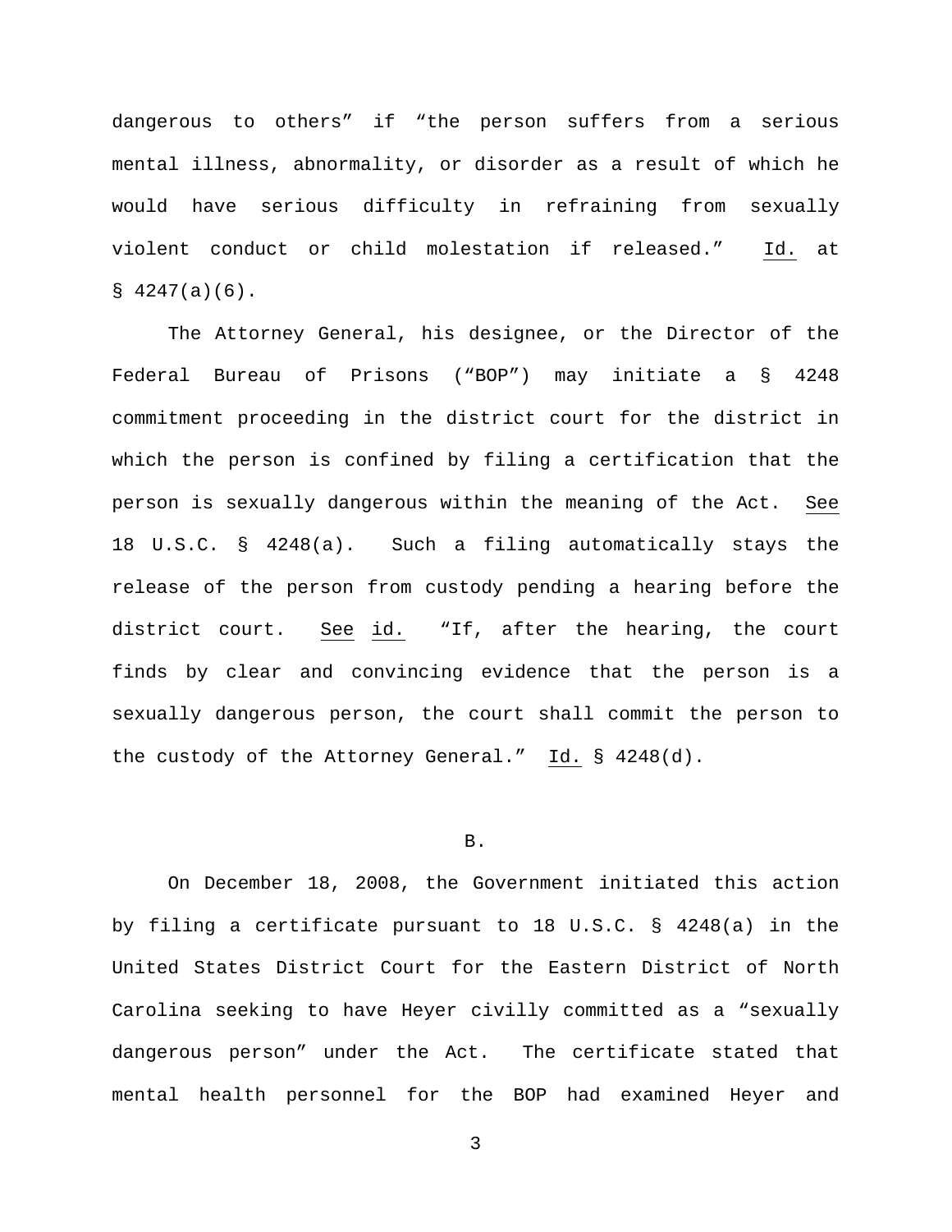dangerous to others" if "the person suffers from a serious mental illness, abnormality, or disorder as a result of which he would have serious difficulty in refraining from sexually violent conduct or child molestation if released." Id. at § 4247(a)(6).

The Attorney General, his designee, or the Director of the Federal Bureau of Prisons ("BOP") may initiate a § 4248 commitment proceeding in the district court for the district in which the person is confined by filing a certification that the person is sexually dangerous within the meaning of the Act. See 18 U.S.C. § 4248(a). Such a filing automatically stays the release of the person from custody pending a hearing before the district court. See id. "If, after the hearing, the court finds by clear and convincing evidence that the person is a sexually dangerous person, the court shall commit the person to the custody of the Attorney General." Id. § 4248(d).

B.

On December 18, 2008, the Government initiated this action by filing a certificate pursuant to 18 U.S.C. § 4248(a) in the United States District Court for the Eastern District of North Carolina seeking to have Heyer civilly committed as a "sexually dangerous person" under the Act. The certificate stated that mental health personnel for the BOP had examined Heyer and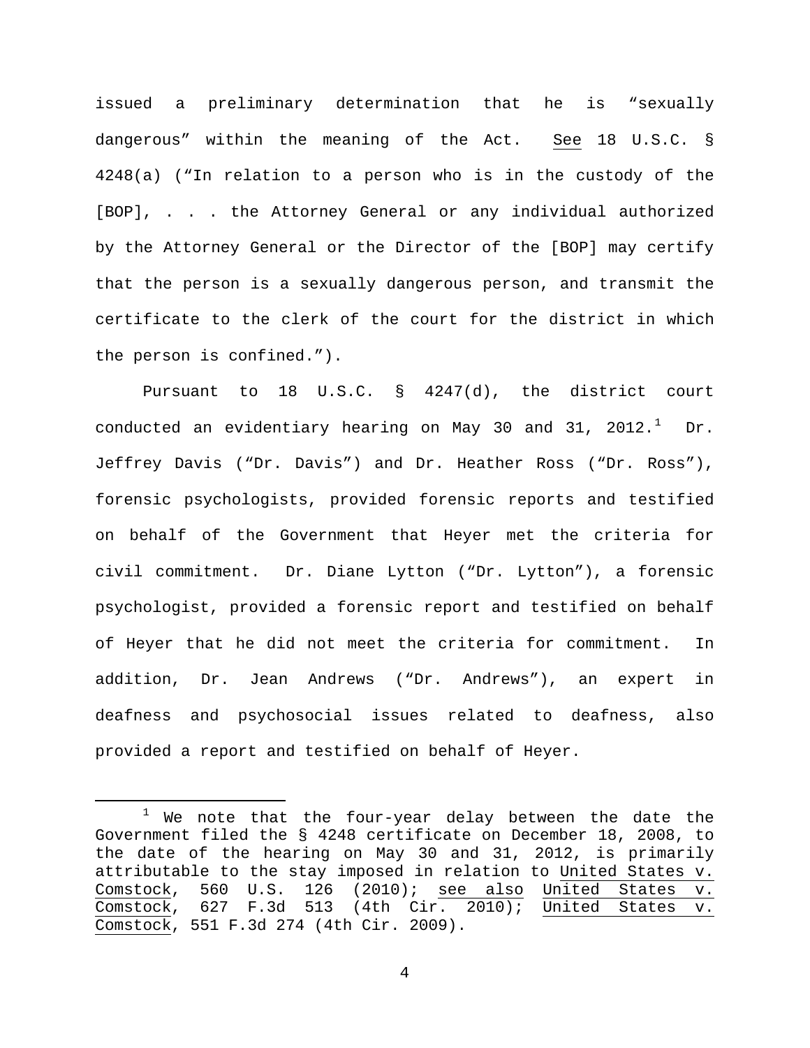issued a preliminary determination that he is "sexually dangerous" within the meaning of the Act. See 18 U.S.C. § 4248(a) ("In relation to a person who is in the custody of the [BOP], . . . the Attorney General or any individual authorized by the Attorney General or the Director of the [BOP] may certify that the person is a sexually dangerous person, and transmit the certificate to the clerk of the court for the district in which the person is confined.").

Pursuant to 18 U.S.C. § 4247(d), the district court conducted an evidentiary hearing on May 30 and 31, 2012.[1] Dr. Jeffrey Davis ("Dr. Davis") and Dr. Heather Ross ("Dr. Ross"), forensic psychologists, provided forensic reports and testified on behalf of the Government that Heyer met the criteria for civil commitment. Dr. Diane Lytton ("Dr. Lytton"), a forensic psychologist, provided a forensic report and testified on behalf of Heyer that he did not meet the criteria for commitment. In addition, Dr. Jean Andrews ("Dr. Andrews"), an expert in deafness and psychosocial issues related to deafness, also provided a report and testified on behalf of Heyer.

---

[1] We note that the four-year delay between the date the Government filed the § 4248 certificate on December 18, 2008, to the date of the hearing on May 30 and 31, 2012, is primarily attributable to the stay imposed in relation to United States v. Comstock, 560 U.S. 126 (2010); see also United States v. Comstock, 627 F.3d 513 (4th Cir. 2010); United States v. Comstock, 551 F.3d 274 (4th Cir. 2009).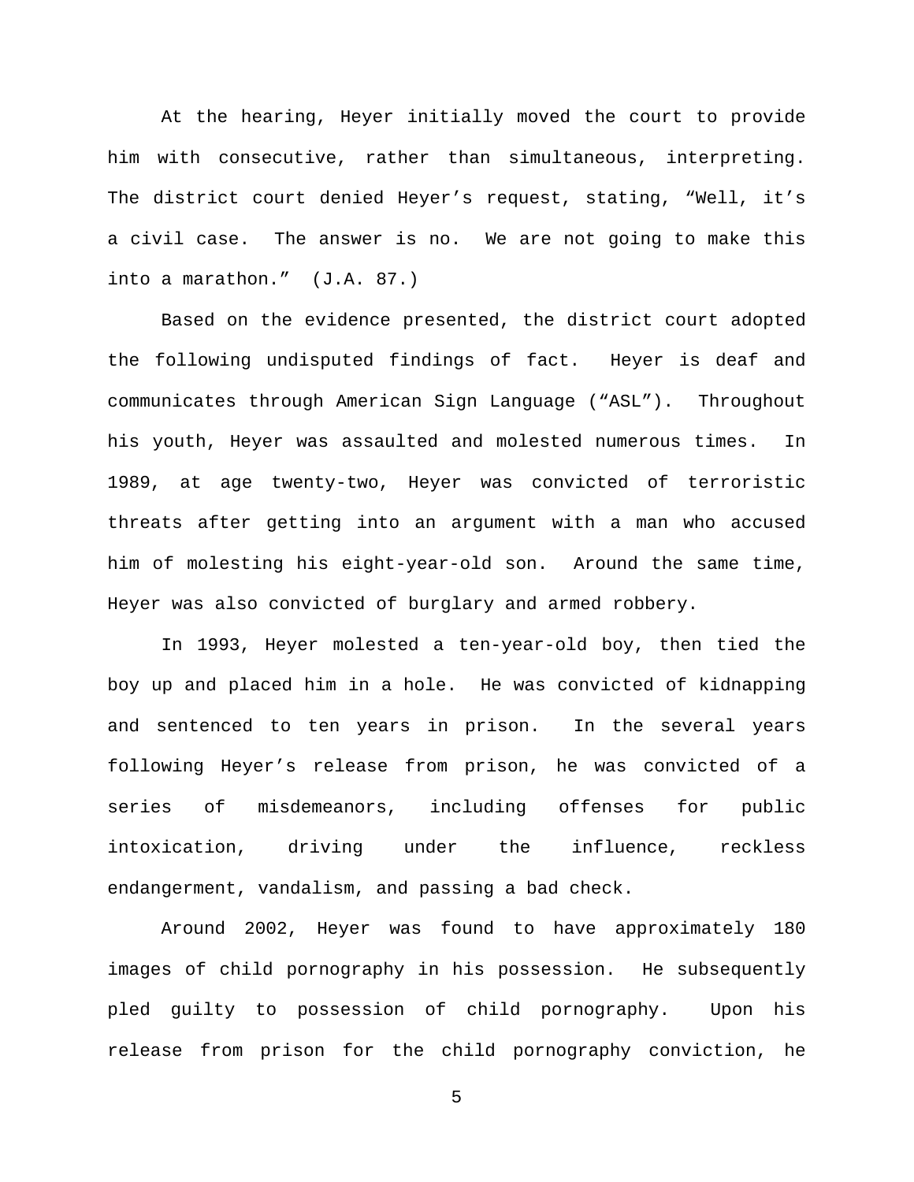At the hearing, Heyer initially moved the court to provide him with consecutive, rather than simultaneous, interpreting. The district court denied Heyer's request, stating, "Well, it's a civil case. The answer is no. We are not going to make this into a marathon." (J.A. 87.)

Based on the evidence presented, the district court adopted the following undisputed findings of fact. Heyer is deaf and communicates through American Sign Language ("ASL"). Throughout his youth, Heyer was assaulted and molested numerous times. In 1989, at age twenty-two, Heyer was convicted of terroristic threats after getting into an argument with a man who accused him of molesting his eight-year-old son. Around the same time, Heyer was also convicted of burglary and armed robbery.

In 1993, Heyer molested a ten-year-old boy, then tied the boy up and placed him in a hole. He was convicted of kidnapping and sentenced to ten years in prison. In the several years following Heyer's release from prison, he was convicted of a series of misdemeanors, including offenses for public intoxication, driving under the influence, reckless endangerment, vandalism, and passing a bad check.

Around 2002, Heyer was found to have approximately 180 images of child pornography in his possession. He subsequently pled guilty to possession of child pornography. Upon his release from prison for the child pornography conviction, he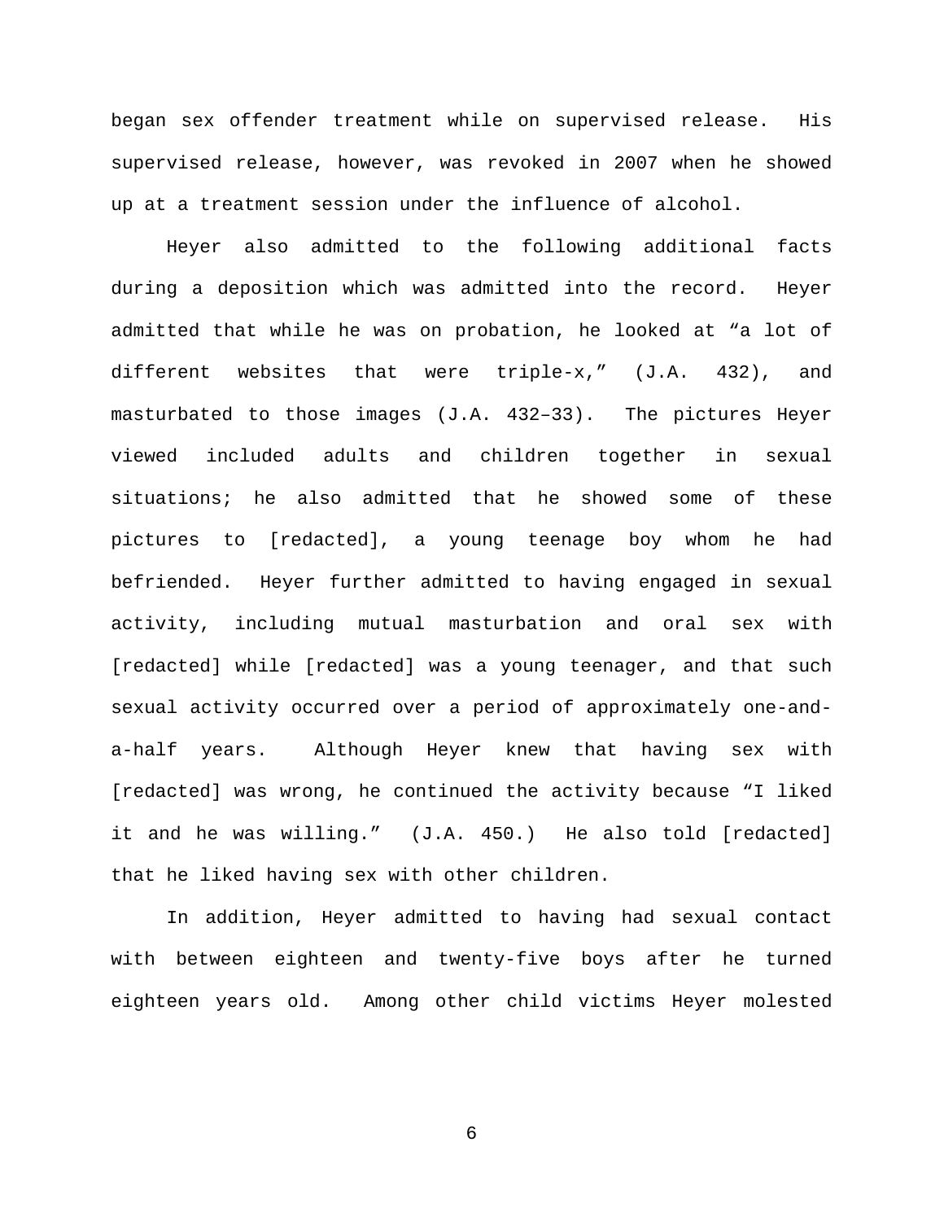began sex offender treatment while on supervised release. His supervised release, however, was revoked in 2007 when he showed up at a treatment session under the influence of alcohol.

Heyer also admitted to the following additional facts during a deposition which was admitted into the record. Heyer admitted that while he was on probation, he looked at "a lot of different websites that were triple-x," (J.A. 432), and masturbated to those images (J.A. 432–33). The pictures Heyer viewed included adults and children together in sexual situations; he also admitted that he showed some of these pictures to [redacted], a young teenage boy whom he had befriended. Heyer further admitted to having engaged in sexual activity, including mutual masturbation and oral sex with [redacted] while [redacted] was a young teenager, and that such sexual activity occurred over a period of approximately one-and-a-half years. Although Heyer knew that having sex with [redacted] was wrong, he continued the activity because "I liked it and he was willing." (J.A. 450.) He also told [redacted] that he liked having sex with other children.

In addition, Heyer admitted to having had sexual contact with between eighteen and twenty-five boys after he turned eighteen years old. Among other child victims Heyer molested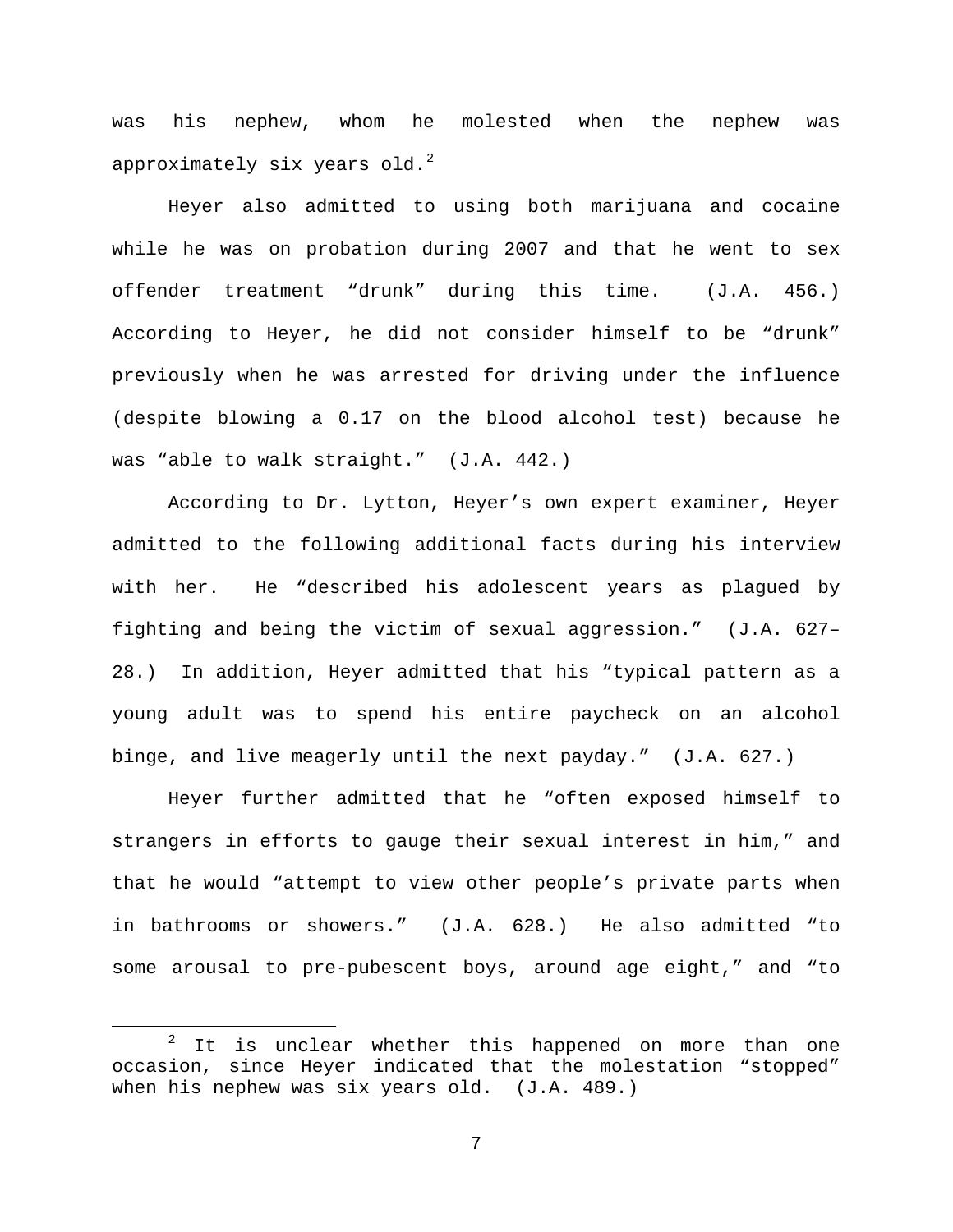was his nephew, whom he molested when the nephew was approximately six years old.[2]

Heyer also admitted to using both marijuana and cocaine while he was on probation during 2007 and that he went to sex offender treatment "drunk" during this time. (J.A. 456.) According to Heyer, he did not consider himself to be "drunk" previously when he was arrested for driving under the influence (despite blowing a 0.17 on the blood alcohol test) because he was "able to walk straight." (J.A. 442.)

According to Dr. Lytton, Heyer's own expert examiner, Heyer admitted to the following additional facts during his interview with her. He "described his adolescent years as plagued by fighting and being the victim of sexual aggression." (J.A. 627–28.) In addition, Heyer admitted that his "typical pattern as a young adult was to spend his entire paycheck on an alcohol binge, and live meagerly until the next payday." (J.A. 627.)

Heyer further admitted that he "often exposed himself to strangers in efforts to gauge their sexual interest in him," and that he would "attempt to view other people's private parts when in bathrooms or showers." (J.A. 628.) He also admitted "to some arousal to pre-pubescent boys, around age eight," and "to

---

[2] It is unclear whether this happened on more than one occasion, since Heyer indicated that the molestation "stopped" when his nephew was six years old. (J.A. 489.)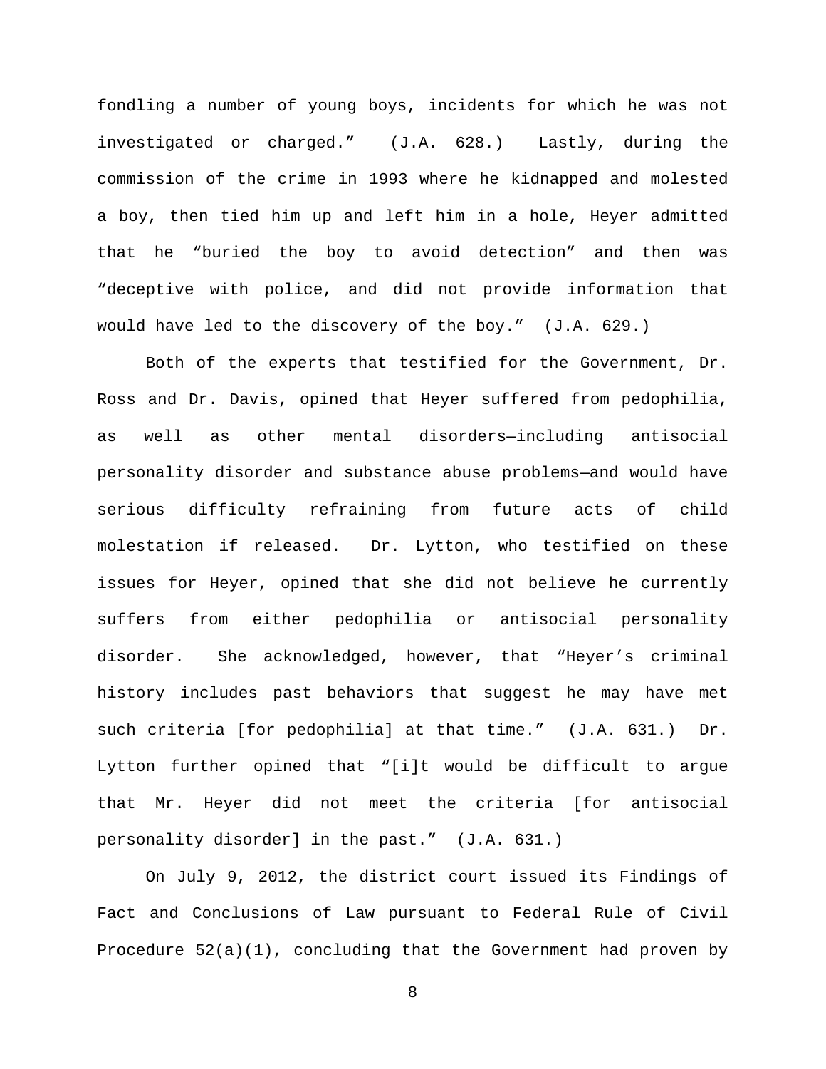fondling a number of young boys, incidents for which he was not investigated or charged." (J.A. 628.) Lastly, during the commission of the crime in 1993 where he kidnapped and molested a boy, then tied him up and left him in a hole, Heyer admitted that he "buried the boy to avoid detection" and then was "deceptive with police, and did not provide information that would have led to the discovery of the boy." (J.A. 629.)

Both of the experts that testified for the Government, Dr. Ross and Dr. Davis, opined that Heyer suffered from pedophilia, as well as other mental disorders—including antisocial personality disorder and substance abuse problems—and would have serious difficulty refraining from future acts of child molestation if released. Dr. Lytton, who testified on these issues for Heyer, opined that she did not believe he currently suffers from either pedophilia or antisocial personality disorder. She acknowledged, however, that "Heyer's criminal history includes past behaviors that suggest he may have met such criteria [for pedophilia] at that time." (J.A. 631.) Dr. Lytton further opined that "[i]t would be difficult to argue that Mr. Heyer did not meet the criteria [for antisocial personality disorder] in the past." (J.A. 631.)

On July 9, 2012, the district court issued its Findings of Fact and Conclusions of Law pursuant to Federal Rule of Civil Procedure 52(a)(1), concluding that the Government had proven by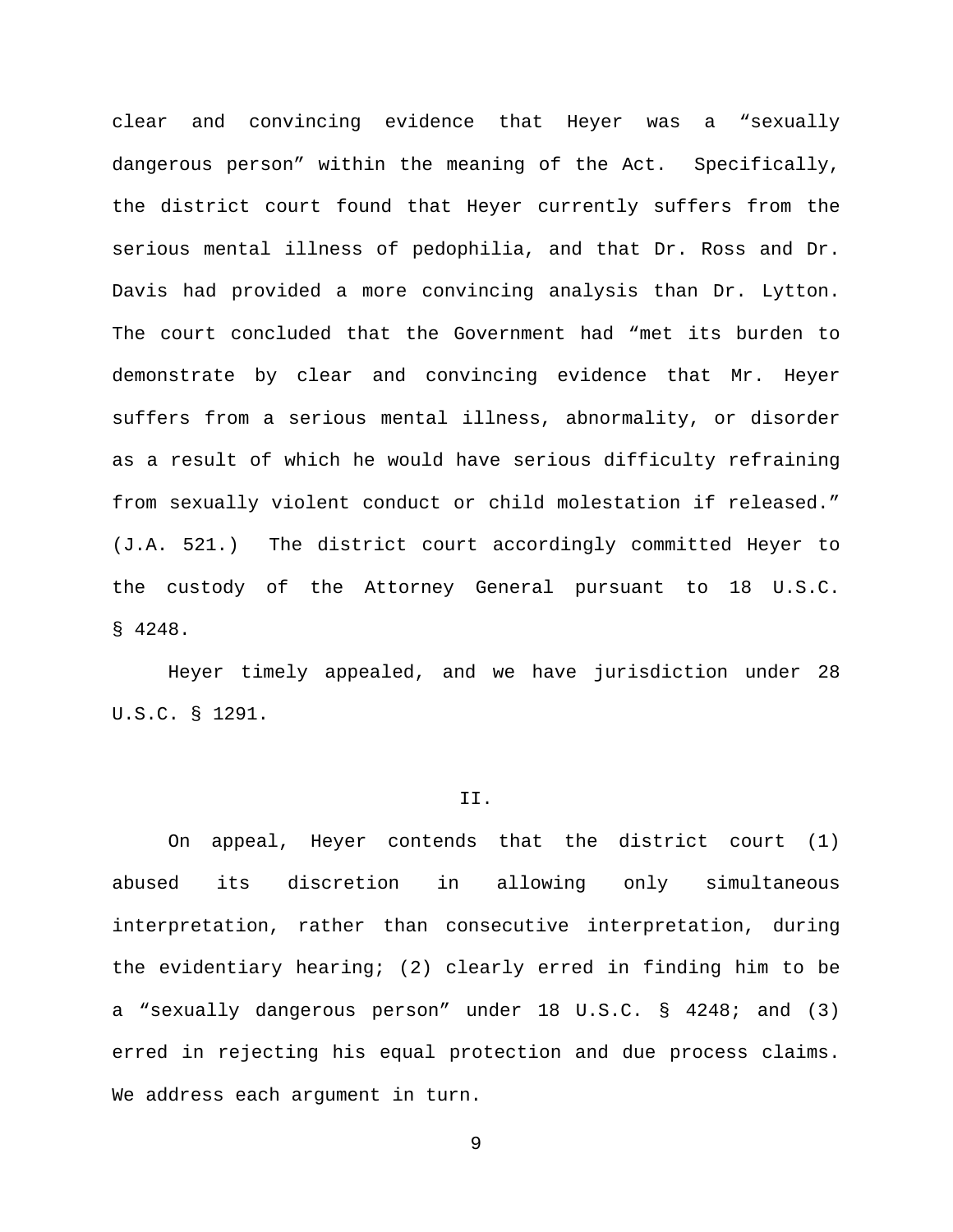clear and convincing evidence that Heyer was a "sexually dangerous person" within the meaning of the Act. Specifically, the district court found that Heyer currently suffers from the serious mental illness of pedophilia, and that Dr. Ross and Dr. Davis had provided a more convincing analysis than Dr. Lytton. The court concluded that the Government had "met its burden to demonstrate by clear and convincing evidence that Mr. Heyer suffers from a serious mental illness, abnormality, or disorder as a result of which he would have serious difficulty refraining from sexually violent conduct or child molestation if released." (J.A. 521.) The district court accordingly committed Heyer to the custody of the Attorney General pursuant to 18 U.S.C. § 4248.

Heyer timely appealed, and we have jurisdiction under 28 U.S.C. § 1291.

## II.

On appeal, Heyer contends that the district court (1) abused its discretion in allowing only simultaneous interpretation, rather than consecutive interpretation, during the evidentiary hearing; (2) clearly erred in finding him to be a "sexually dangerous person" under 18 U.S.C. § 4248; and (3) erred in rejecting his equal protection and due process claims. We address each argument in turn.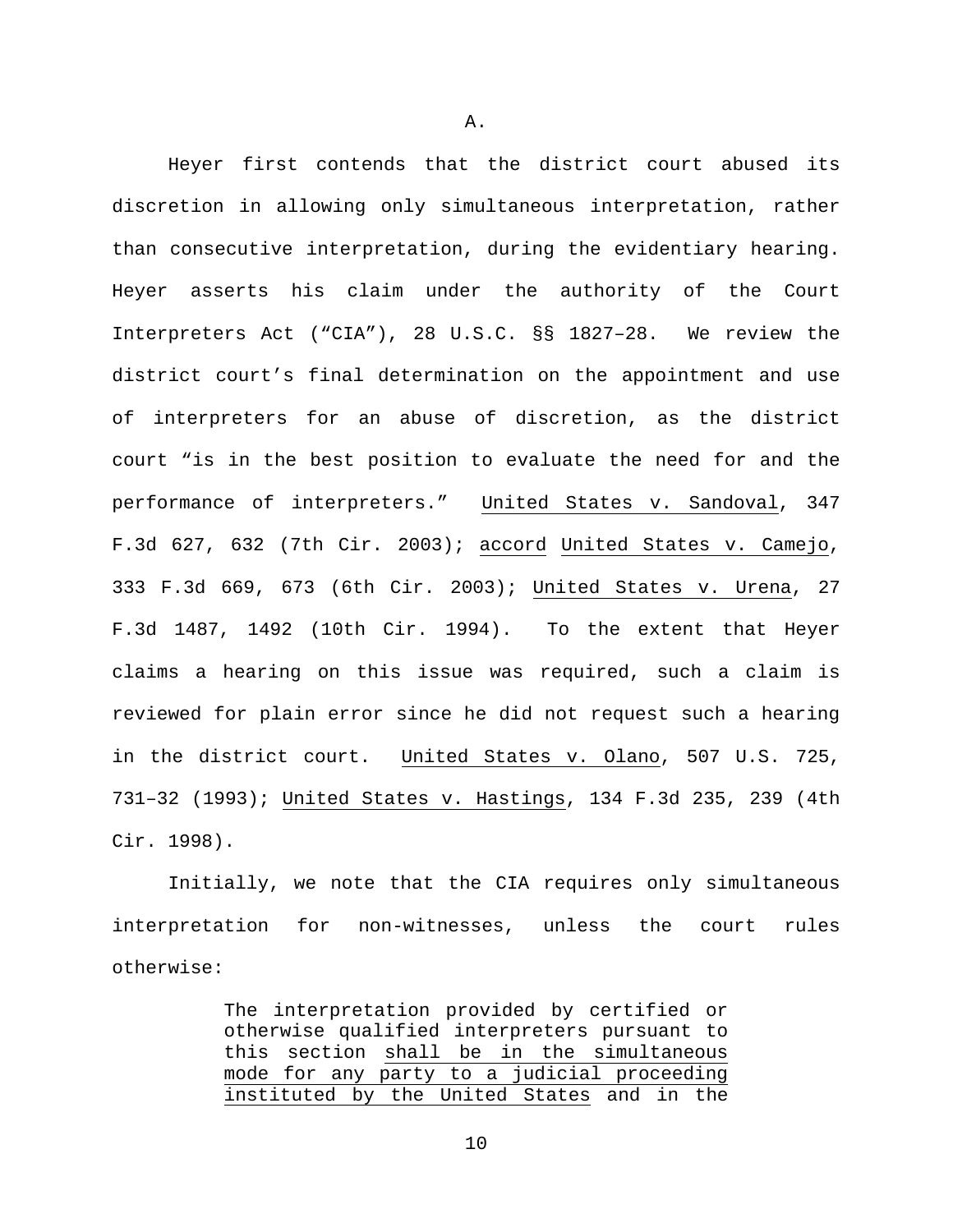A.

Heyer first contends that the district court abused its discretion in allowing only simultaneous interpretation, rather than consecutive interpretation, during the evidentiary hearing. Heyer asserts his claim under the authority of the Court Interpreters Act ("CIA"), 28 U.S.C. §§ 1827–28. We review the district court's final determination on the appointment and use of interpreters for an abuse of discretion, as the district court "is in the best position to evaluate the need for and the performance of interpreters." United States v. Sandoval, 347 F.3d 627, 632 (7th Cir. 2003); accord United States v. Camejo, 333 F.3d 669, 673 (6th Cir. 2003); United States v. Urena, 27 F.3d 1487, 1492 (10th Cir. 1994). To the extent that Heyer claims a hearing on this issue was required, such a claim is reviewed for plain error since he did not request such a hearing in the district court. United States v. Olano, 507 U.S. 725, 731–32 (1993); United States v. Hastings, 134 F.3d 235, 239 (4th Cir. 1998).

Initially, we note that the CIA requires only simultaneous interpretation for non-witnesses, unless the court rules otherwise:

> The interpretation provided by certified or otherwise qualified interpreters pursuant to this section shall be in the simultaneous mode for any party to a judicial proceeding instituted by the United States and in the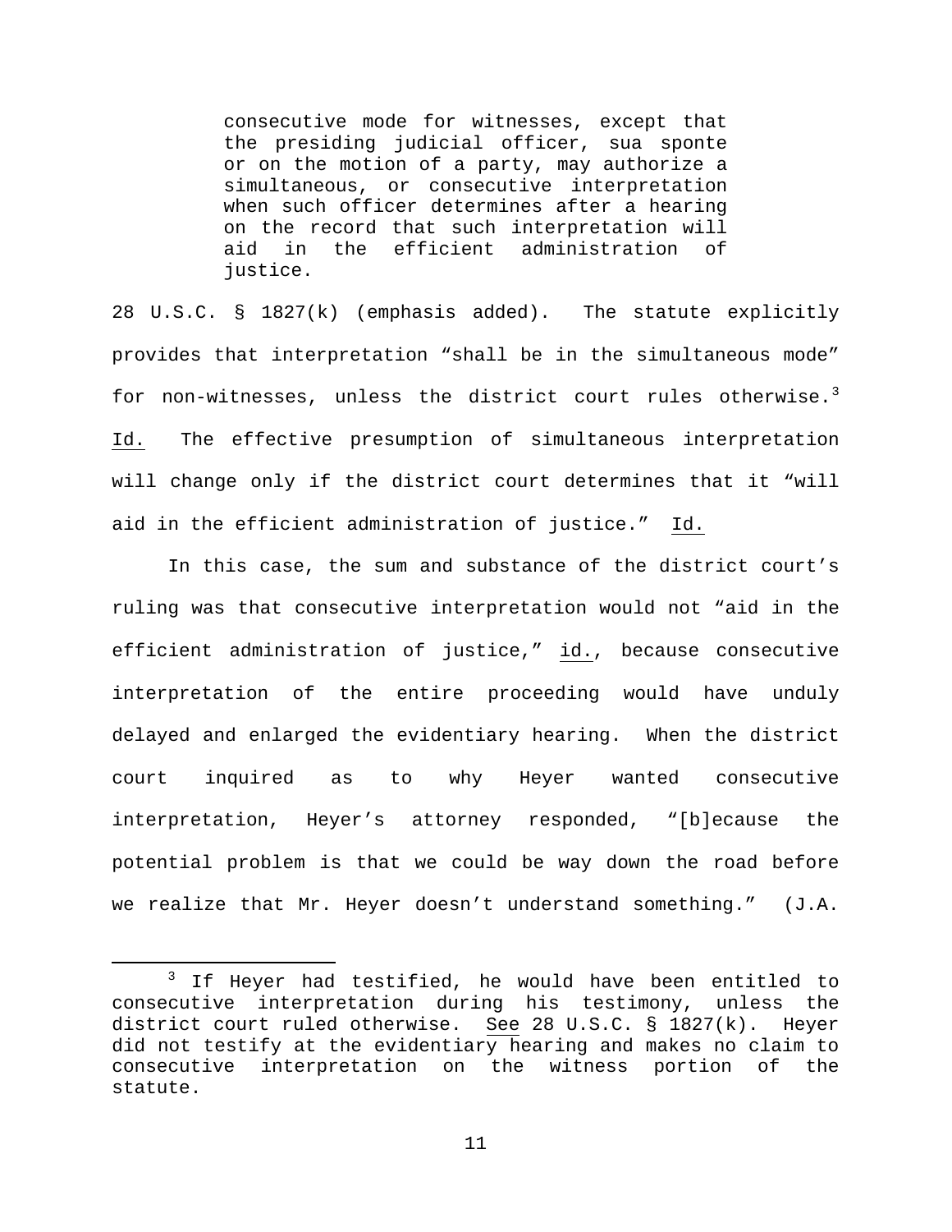> consecutive mode for witnesses, except that the presiding judicial officer, sua sponte or on the motion of a party, may authorize a simultaneous, or consecutive interpretation when such officer determines after a hearing on the record that such interpretation will aid in the efficient administration of justice.

28 U.S.C. § 1827(k) (emphasis added). The statute explicitly provides that interpretation "shall be in the simultaneous mode" for non-witnesses, unless the district court rules otherwise.[3] Id. The effective presumption of simultaneous interpretation will change only if the district court determines that it "will aid in the efficient administration of justice." Id.

In this case, the sum and substance of the district court's ruling was that consecutive interpretation would not "aid in the efficient administration of justice," id., because consecutive interpretation of the entire proceeding would have unduly delayed and enlarged the evidentiary hearing. When the district court inquired as to why Heyer wanted consecutive interpretation, Heyer's attorney responded, "[b]ecause the potential problem is that we could be way down the road before we realize that Mr. Heyer doesn't understand something." (J.A.

[3] If Heyer had testified, he would have been entitled to consecutive interpretation during his testimony, unless the district court ruled otherwise. See 28 U.S.C. § 1827(k). Heyer did not testify at the evidentiary hearing and makes no claim to consecutive interpretation on the witness portion of the statute.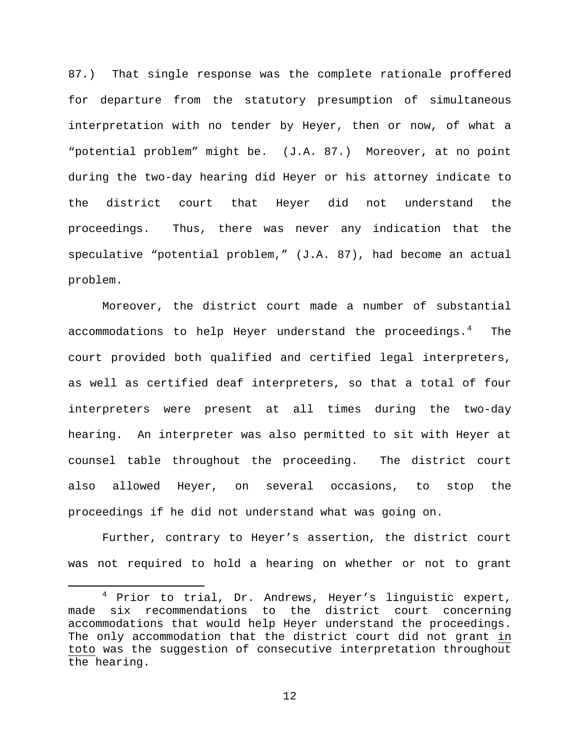87.) That single response was the complete rationale proffered for departure from the statutory presumption of simultaneous interpretation with no tender by Heyer, then or now, of what a "potential problem" might be. (J.A. 87.) Moreover, at no point during the two-day hearing did Heyer or his attorney indicate to the district court that Heyer did not understand the proceedings. Thus, there was never any indication that the speculative "potential problem," (J.A. 87), had become an actual problem.

Moreover, the district court made a number of substantial accommodations to help Heyer understand the proceedings.[4] The court provided both qualified and certified legal interpreters, as well as certified deaf interpreters, so that a total of four interpreters were present at all times during the two-day hearing. An interpreter was also permitted to sit with Heyer at counsel table throughout the proceeding. The district court also allowed Heyer, on several occasions, to stop the proceedings if he did not understand what was going on.

Further, contrary to Heyer's assertion, the district court was not required to hold a hearing on whether or not to grant

---

[4] Prior to trial, Dr. Andrews, Heyer's linguistic expert, made six recommendations to the district court concerning accommodations that would help Heyer understand the proceedings. The only accommodation that the district court did not grant in toto was the suggestion of consecutive interpretation throughout the hearing.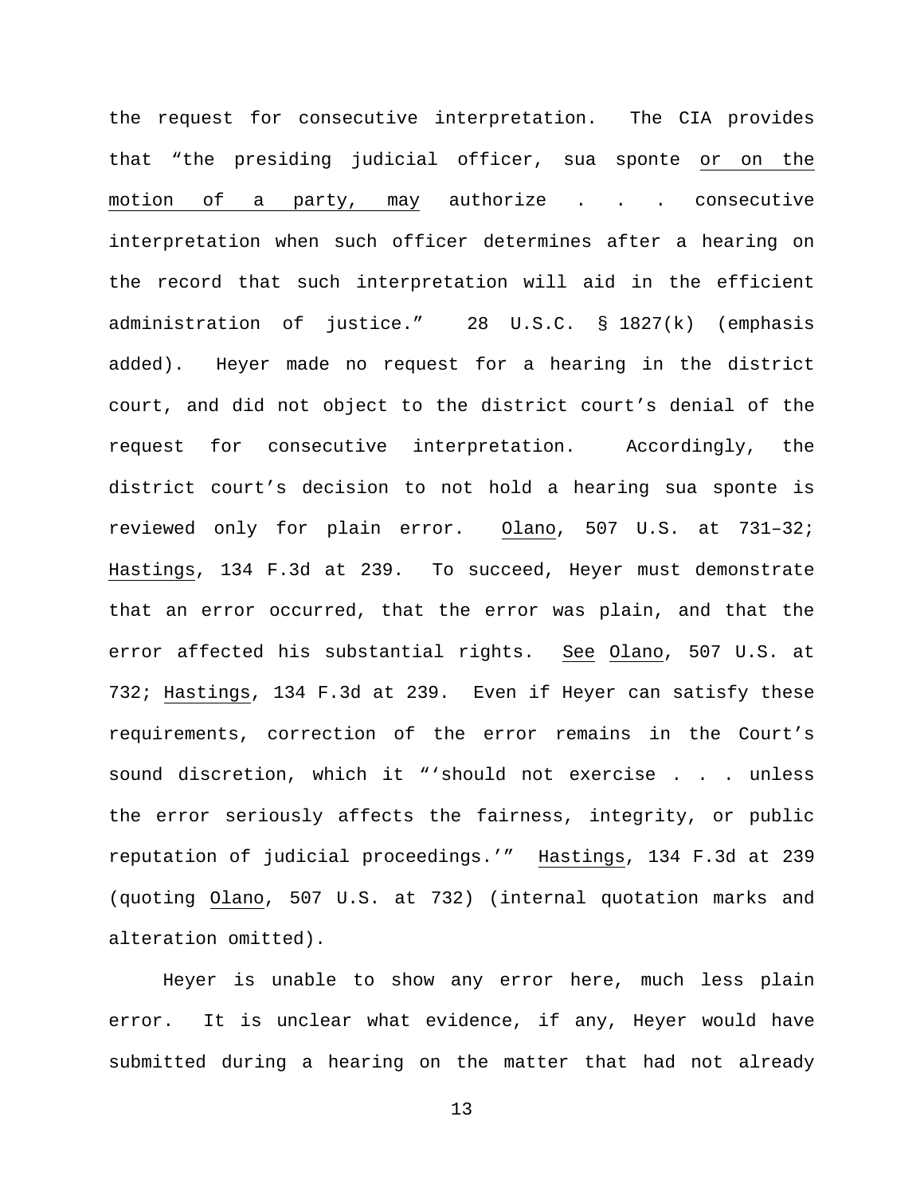the request for consecutive interpretation. The CIA provides that "the presiding judicial officer, sua sponte <u>or on the motion of a party, may</u> authorize . . . consecutive interpretation when such officer determines after a hearing on the record that such interpretation will aid in the efficient administration of justice." 28 U.S.C. § 1827(k) (emphasis added). Heyer made no request for a hearing in the district court, and did not object to the district court's denial of the request for consecutive interpretation. Accordingly, the district court's decision to not hold a hearing sua sponte is reviewed only for plain error. <u>Olano</u>, 507 U.S. at 731–32; <u>Hastings</u>, 134 F.3d at 239. To succeed, Heyer must demonstrate that an error occurred, that the error was plain, and that the error affected his substantial rights. <u>See</u> <u>Olano</u>, 507 U.S. at 732; <u>Hastings</u>, 134 F.3d at 239. Even if Heyer can satisfy these requirements, correction of the error remains in the Court's sound discretion, which it "'should not exercise . . . unless the error seriously affects the fairness, integrity, or public reputation of judicial proceedings.'" <u>Hastings</u>, 134 F.3d at 239 (quoting <u>Olano</u>, 507 U.S. at 732) (internal quotation marks and alteration omitted).

Heyer is unable to show any error here, much less plain error. It is unclear what evidence, if any, Heyer would have submitted during a hearing on the matter that had not already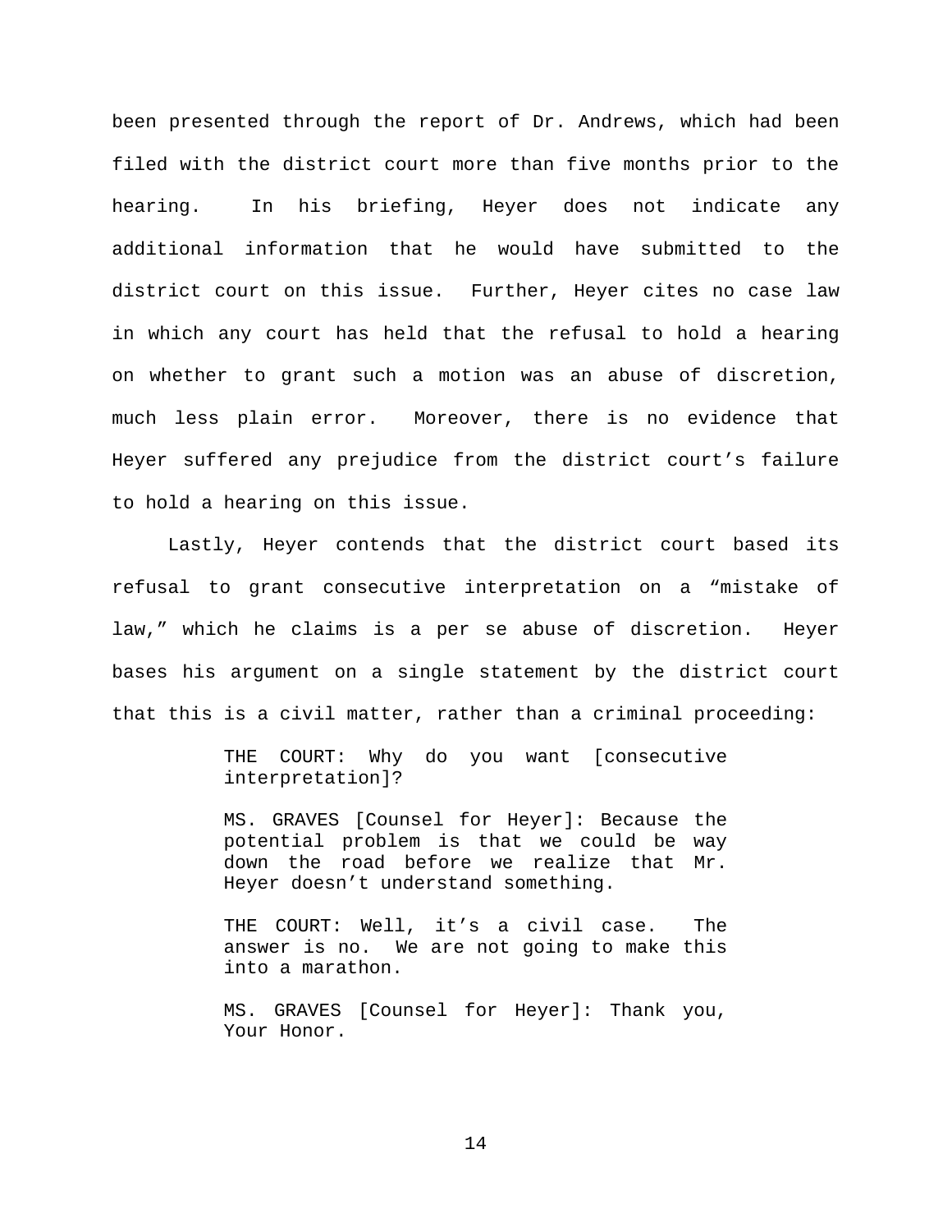been presented through the report of Dr. Andrews, which had been filed with the district court more than five months prior to the hearing. In his briefing, Heyer does not indicate any additional information that he would have submitted to the district court on this issue. Further, Heyer cites no case law in which any court has held that the refusal to hold a hearing on whether to grant such a motion was an abuse of discretion, much less plain error. Moreover, there is no evidence that Heyer suffered any prejudice from the district court's failure to hold a hearing on this issue.

Lastly, Heyer contends that the district court based its refusal to grant consecutive interpretation on a "mistake of law," which he claims is a per se abuse of discretion. Heyer bases his argument on a single statement by the district court that this is a civil matter, rather than a criminal proceeding:

> THE COURT: Why do you want [consecutive interpretation]?
>
> MS. GRAVES [Counsel for Heyer]: Because the potential problem is that we could be way down the road before we realize that Mr. Heyer doesn't understand something.
>
> THE COURT: Well, it's a civil case. The answer is no. We are not going to make this into a marathon.
>
> MS. GRAVES [Counsel for Heyer]: Thank you, Your Honor.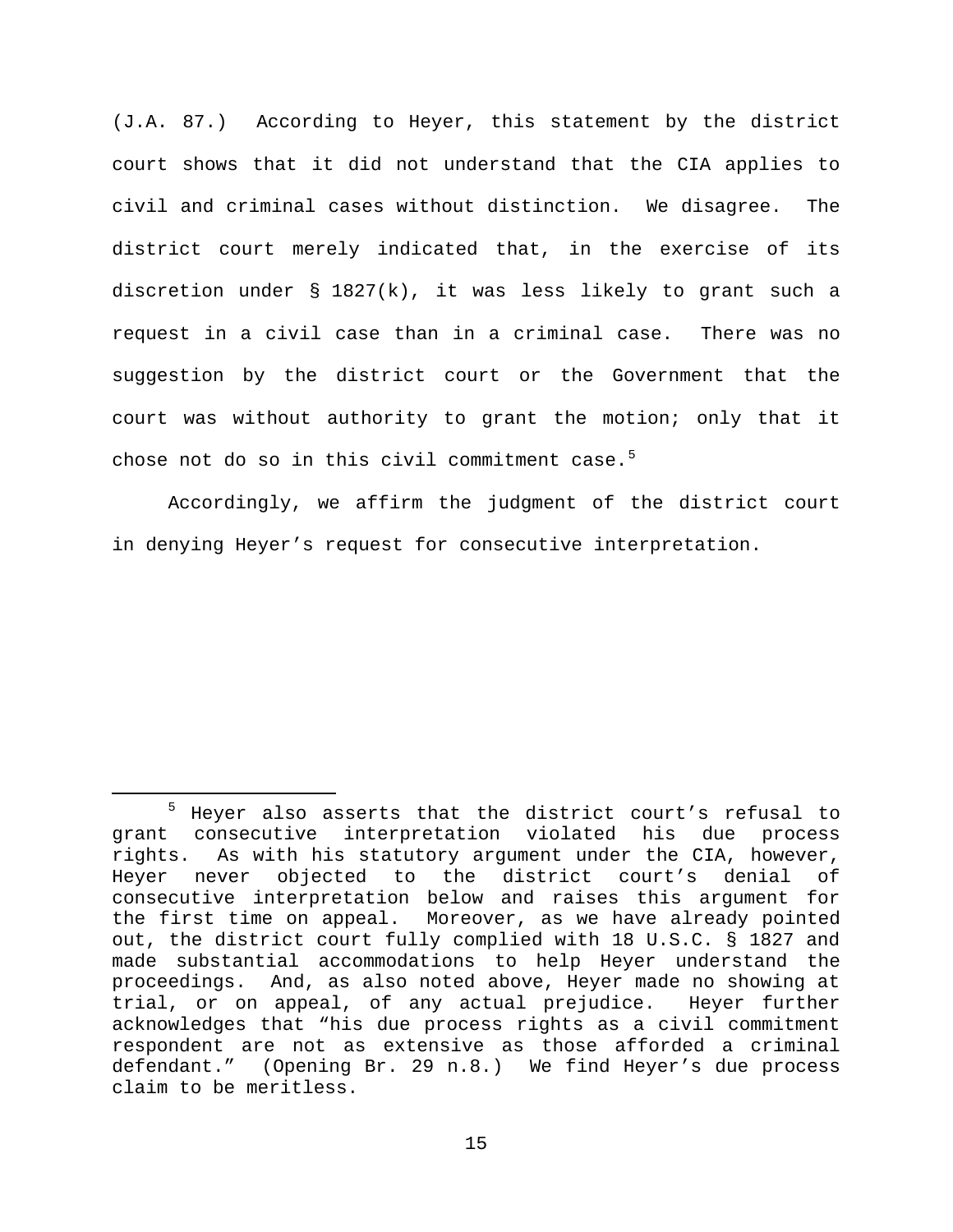(J.A. 87.) According to Heyer, this statement by the district court shows that it did not understand that the CIA applies to civil and criminal cases without distinction. We disagree. The district court merely indicated that, in the exercise of its discretion under § 1827(k), it was less likely to grant such a request in a civil case than in a criminal case. There was no suggestion by the district court or the Government that the court was without authority to grant the motion; only that it chose not do so in this civil commitment case.[5]

Accordingly, we affirm the judgment of the district court in denying Heyer's request for consecutive interpretation.

---

[5] Heyer also asserts that the district court's refusal to grant consecutive interpretation violated his due process rights. As with his statutory argument under the CIA, however, Heyer never objected to the district court's denial of consecutive interpretation below and raises this argument for the first time on appeal. Moreover, as we have already pointed out, the district court fully complied with 18 U.S.C. § 1827 and made substantial accommodations to help Heyer understand the proceedings. And, as also noted above, Heyer made no showing at trial, or on appeal, of any actual prejudice. Heyer further acknowledges that "his due process rights as a civil commitment respondent are not as extensive as those afforded a criminal defendant." (Opening Br. 29 n.8.) We find Heyer's due process claim to be meritless.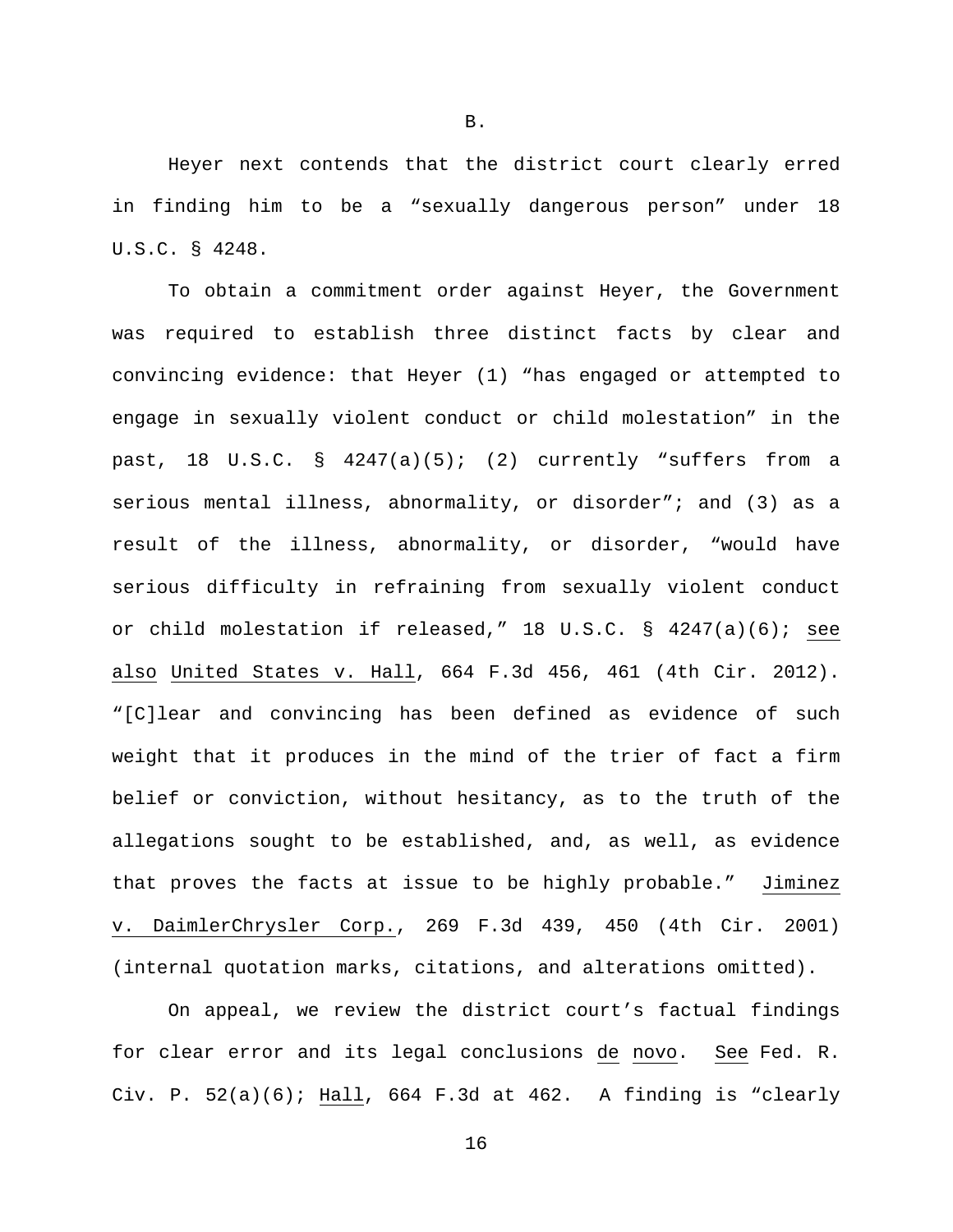### B.

Heyer next contends that the district court clearly erred in finding him to be a "sexually dangerous person" under 18 U.S.C. § 4248.

To obtain a commitment order against Heyer, the Government was required to establish three distinct facts by clear and convincing evidence: that Heyer (1) "has engaged or attempted to engage in sexually violent conduct or child molestation" in the past, 18 U.S.C. § 4247(a)(5); (2) currently "suffers from a serious mental illness, abnormality, or disorder"; and (3) as a result of the illness, abnormality, or disorder, "would have serious difficulty in refraining from sexually violent conduct or child molestation if released," 18 U.S.C. § 4247(a)(6); see also United States v. Hall, 664 F.3d 456, 461 (4th Cir. 2012). "[C]lear and convincing has been defined as evidence of such weight that it produces in the mind of the trier of fact a firm belief or conviction, without hesitancy, as to the truth of the allegations sought to be established, and, as well, as evidence that proves the facts at issue to be highly probable." Jiminez v. DaimlerChrysler Corp., 269 F.3d 439, 450 (4th Cir. 2001) (internal quotation marks, citations, and alterations omitted).

On appeal, we review the district court's factual findings for clear error and its legal conclusions de novo. See Fed. R. Civ. P. 52(a)(6); Hall, 664 F.3d at 462. A finding is "clearly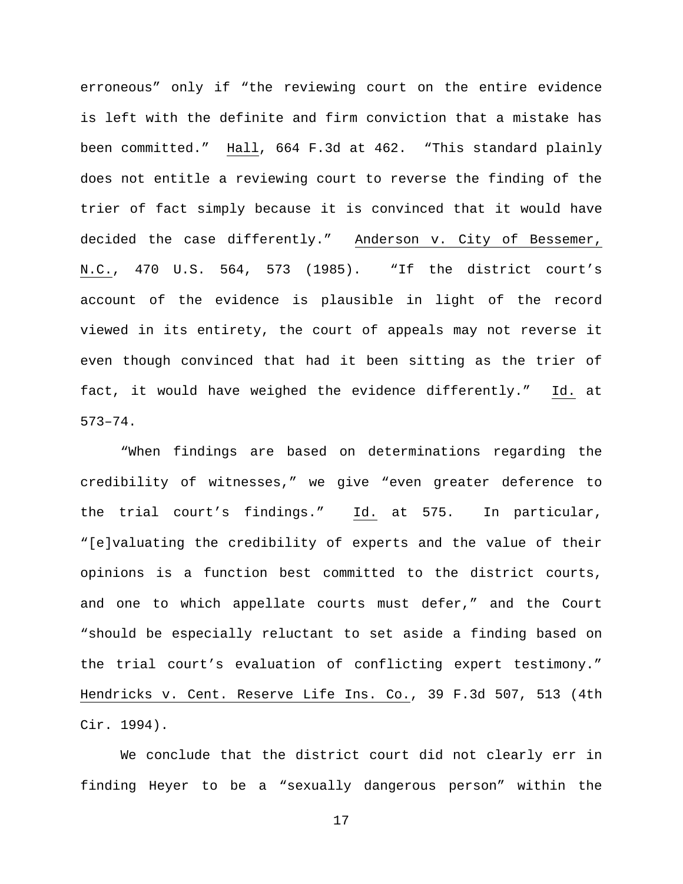erroneous" only if "the reviewing court on the entire evidence is left with the definite and firm conviction that a mistake has been committed." Hall, 664 F.3d at 462. "This standard plainly does not entitle a reviewing court to reverse the finding of the trier of fact simply because it is convinced that it would have decided the case differently." Anderson v. City of Bessemer, N.C., 470 U.S. 564, 573 (1985). "If the district court's account of the evidence is plausible in light of the record viewed in its entirety, the court of appeals may not reverse it even though convinced that had it been sitting as the trier of fact, it would have weighed the evidence differently." Id. at 573–74.

"When findings are based on determinations regarding the credibility of witnesses," we give "even greater deference to the trial court's findings." Id. at 575. In particular, "[e]valuating the credibility of experts and the value of their opinions is a function best committed to the district courts, and one to which appellate courts must defer," and the Court "should be especially reluctant to set aside a finding based on the trial court's evaluation of conflicting expert testimony." Hendricks v. Cent. Reserve Life Ins. Co., 39 F.3d 507, 513 (4th Cir. 1994).

We conclude that the district court did not clearly err in finding Heyer to be a "sexually dangerous person" within the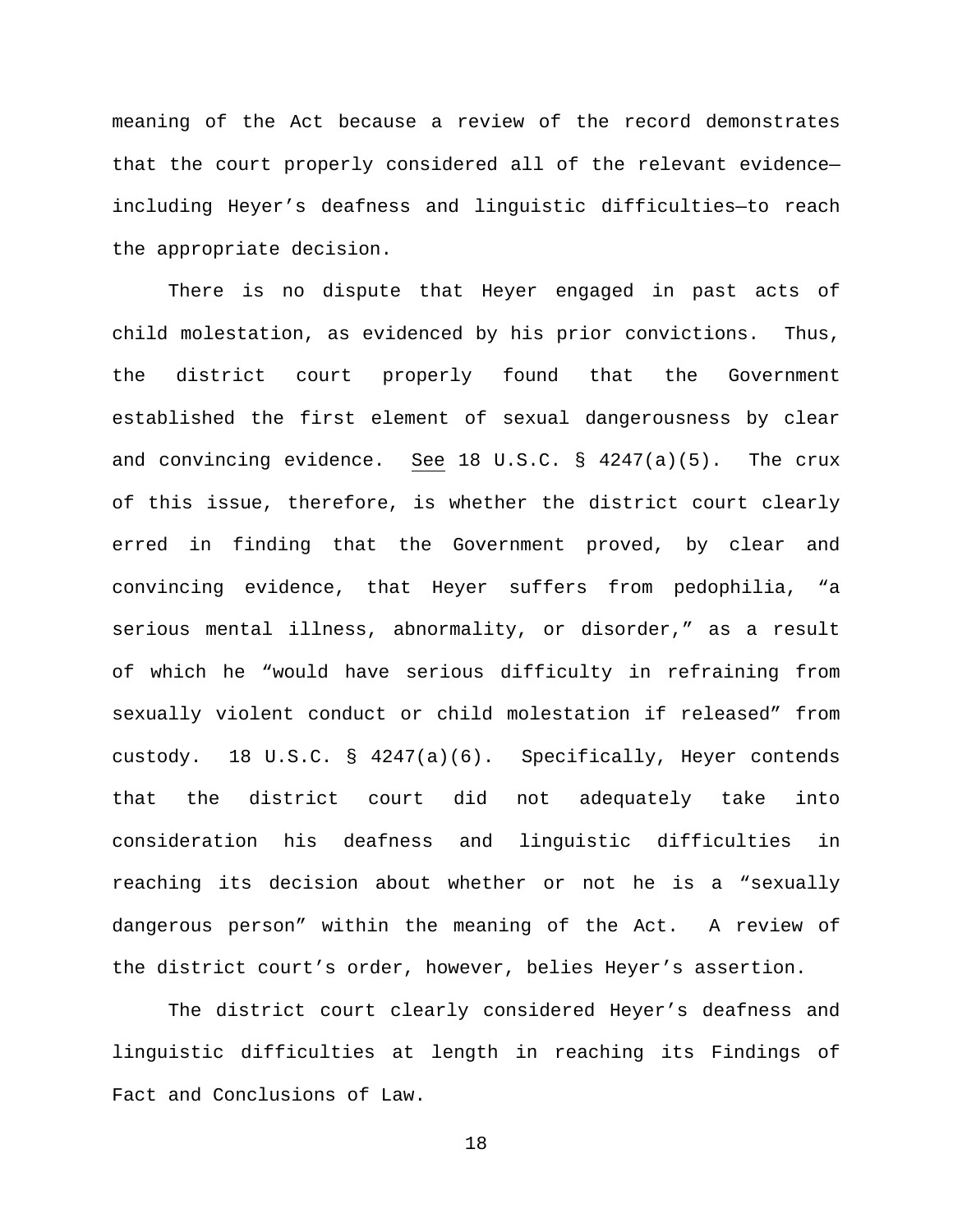meaning of the Act because a review of the record demonstrates that the court properly considered all of the relevant evidence—including Heyer's deafness and linguistic difficulties—to reach the appropriate decision.

There is no dispute that Heyer engaged in past acts of child molestation, as evidenced by his prior convictions. Thus, the district court properly found that the Government established the first element of sexual dangerousness by clear and convincing evidence. See 18 U.S.C. § 4247(a)(5). The crux of this issue, therefore, is whether the district court clearly erred in finding that the Government proved, by clear and convincing evidence, that Heyer suffers from pedophilia, "a serious mental illness, abnormality, or disorder," as a result of which he "would have serious difficulty in refraining from sexually violent conduct or child molestation if released" from custody. 18 U.S.C. § 4247(a)(6). Specifically, Heyer contends that the district court did not adequately take into consideration his deafness and linguistic difficulties in reaching its decision about whether or not he is a "sexually dangerous person" within the meaning of the Act. A review of the district court's order, however, belies Heyer's assertion.

The district court clearly considered Heyer's deafness and linguistic difficulties at length in reaching its Findings of Fact and Conclusions of Law.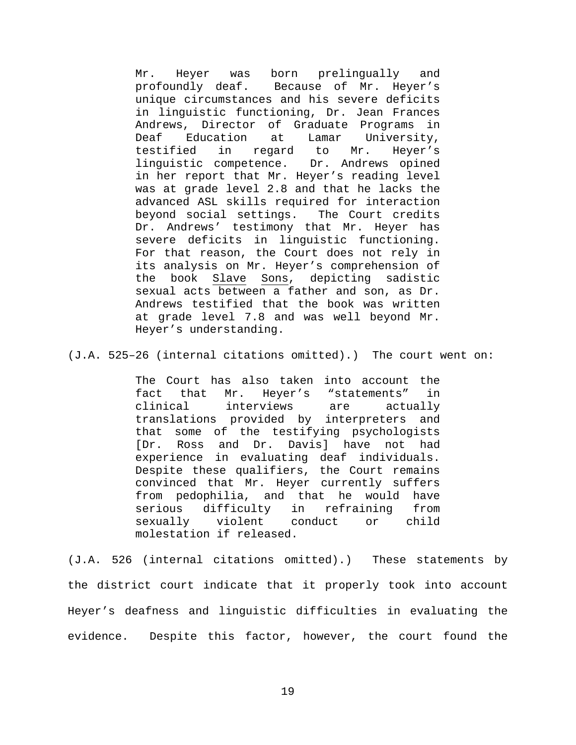> Mr. Heyer was born prelingually and profoundly deaf. Because of Mr. Heyer's unique circumstances and his severe deficits in linguistic functioning, Dr. Jean Frances Andrews, Director of Graduate Programs in Deaf Education at Lamar University, testified in regard to Mr. Heyer's linguistic competence. Dr. Andrews opined in her report that Mr. Heyer's reading level was at grade level 2.8 and that he lacks the advanced ASL skills required for interaction beyond social settings. The Court credits Dr. Andrews' testimony that Mr. Heyer has severe deficits in linguistic functioning. For that reason, the Court does not rely in its analysis on Mr. Heyer's comprehension of the book <u>Slave Sons</u>, depicting sadistic sexual acts between a father and son, as Dr. Andrews testified that the book was written at grade level 7.8 and was well beyond Mr. Heyer's understanding.

(J.A. 525–26 (internal citations omitted).) The court went on:

> The Court has also taken into account the fact that Mr. Heyer's "statements" in clinical interviews are actually translations provided by interpreters and that some of the testifying psychologists [Dr. Ross and Dr. Davis] have not had experience in evaluating deaf individuals. Despite these qualifiers, the Court remains convinced that Mr. Heyer currently suffers from pedophilia, and that he would have serious difficulty in refraining from sexually violent conduct or child molestation if released.

(J.A. 526 (internal citations omitted).) These statements by the district court indicate that it properly took into account Heyer's deafness and linguistic difficulties in evaluating the evidence. Despite this factor, however, the court found the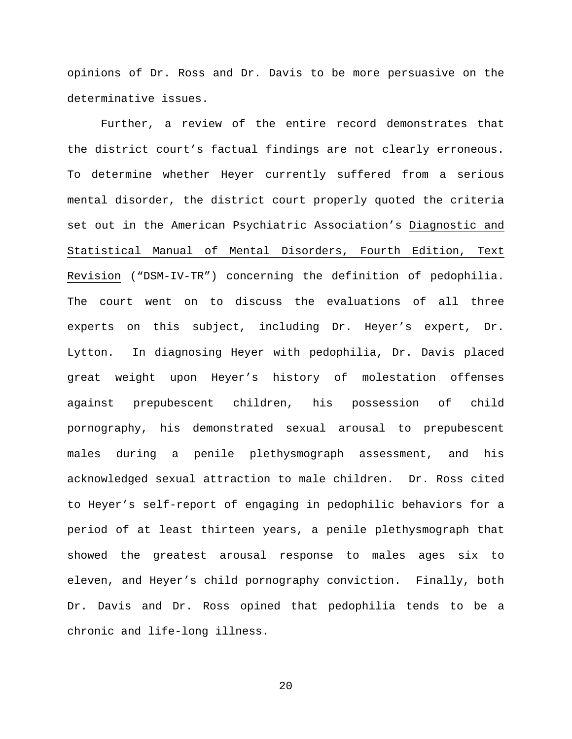opinions of Dr. Ross and Dr. Davis to be more persuasive on the determinative issues.

Further, a review of the entire record demonstrates that the district court's factual findings are not clearly erroneous. To determine whether Heyer currently suffered from a serious mental disorder, the district court properly quoted the criteria set out in the American Psychiatric Association's <u>Diagnostic and Statistical Manual of Mental Disorders, Fourth Edition, Text Revision</u> ("DSM-IV-TR") concerning the definition of pedophilia. The court went on to discuss the evaluations of all three experts on this subject, including Dr. Heyer's expert, Dr. Lytton. In diagnosing Heyer with pedophilia, Dr. Davis placed great weight upon Heyer's history of molestation offenses against prepubescent children, his possession of child pornography, his demonstrated sexual arousal to prepubescent males during a penile plethysmograph assessment, and his acknowledged sexual attraction to male children. Dr. Ross cited to Heyer's self-report of engaging in pedophilic behaviors for a period of at least thirteen years, a penile plethysmograph that showed the greatest arousal response to males ages six to eleven, and Heyer's child pornography conviction. Finally, both Dr. Davis and Dr. Ross opined that pedophilia tends to be a chronic and life-long illness.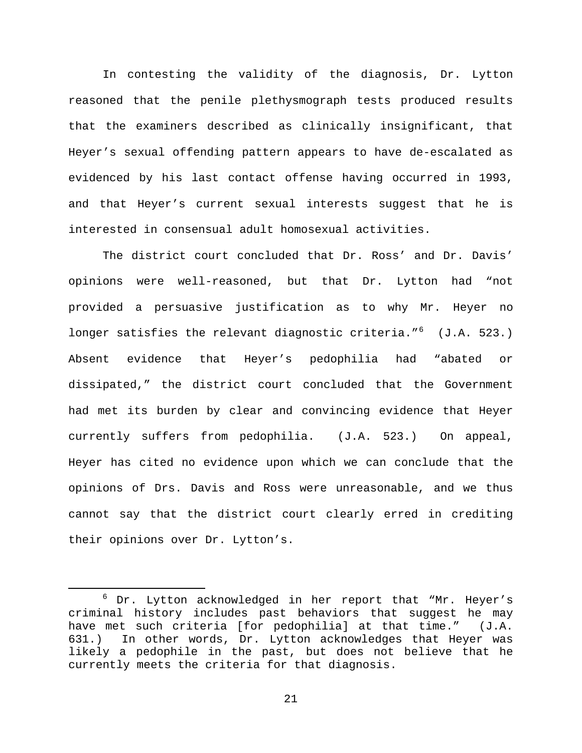In contesting the validity of the diagnosis, Dr. Lytton reasoned that the penile plethysmograph tests produced results that the examiners described as clinically insignificant, that Heyer's sexual offending pattern appears to have de-escalated as evidenced by his last contact offense having occurred in 1993, and that Heyer's current sexual interests suggest that he is interested in consensual adult homosexual activities.

The district court concluded that Dr. Ross' and Dr. Davis' opinions were well-reasoned, but that Dr. Lytton had "not provided a persuasive justification as to why Mr. Heyer no longer satisfies the relevant diagnostic criteria."[6] (J.A. 523.) Absent evidence that Heyer's pedophilia had "abated or dissipated," the district court concluded that the Government had met its burden by clear and convincing evidence that Heyer currently suffers from pedophilia. (J.A. 523.) On appeal, Heyer has cited no evidence upon which we can conclude that the opinions of Drs. Davis and Ross were unreasonable, and we thus cannot say that the district court clearly erred in crediting their opinions over Dr. Lytton's.

---

[6] Dr. Lytton acknowledged in her report that "Mr. Heyer's criminal history includes past behaviors that suggest he may have met such criteria [for pedophilia] at that time." (J.A. 631.) In other words, Dr. Lytton acknowledges that Heyer was likely a pedophile in the past, but does not believe that he currently meets the criteria for that diagnosis.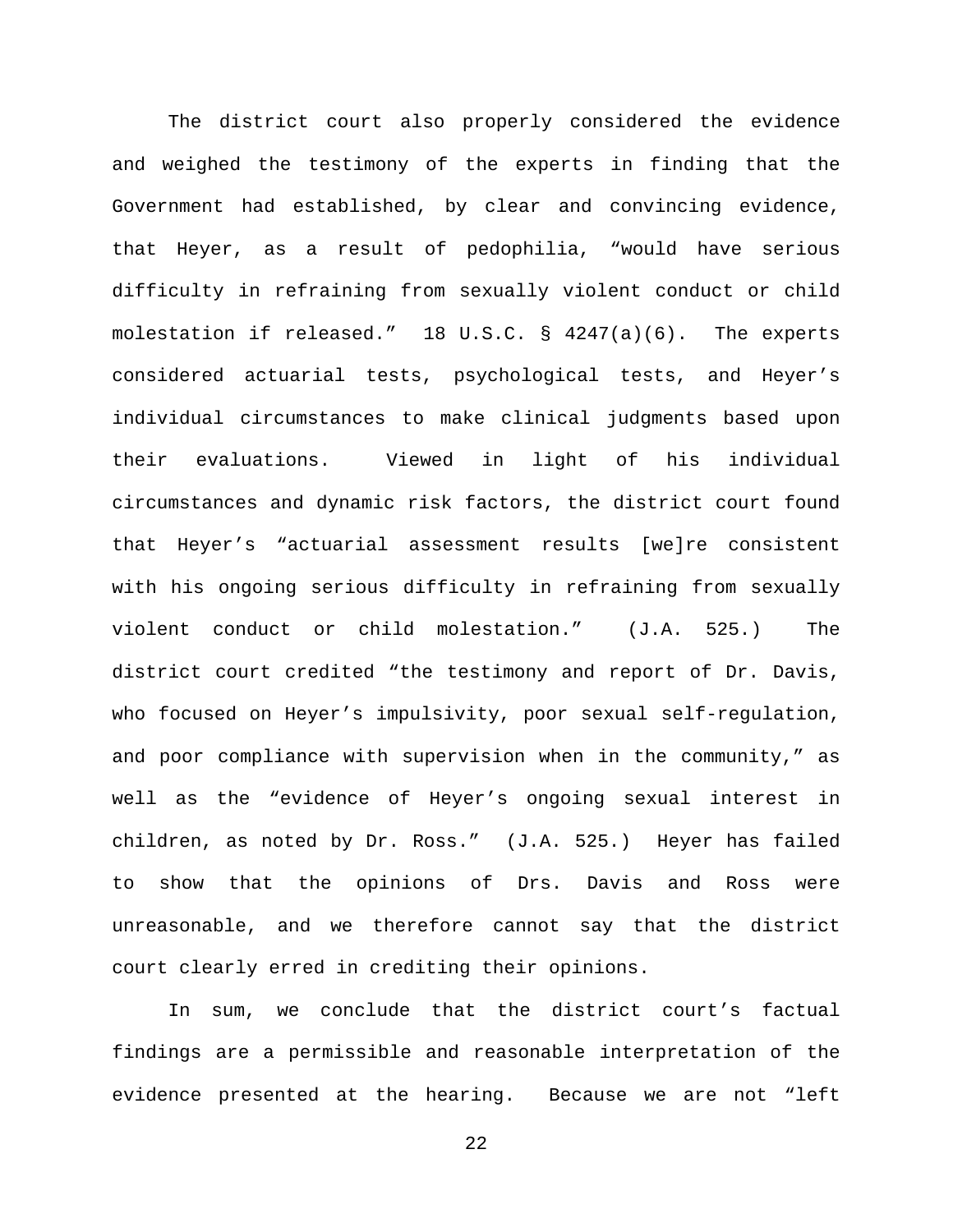The district court also properly considered the evidence and weighed the testimony of the experts in finding that the Government had established, by clear and convincing evidence, that Heyer, as a result of pedophilia, "would have serious difficulty in refraining from sexually violent conduct or child molestation if released." 18 U.S.C. § 4247(a)(6). The experts considered actuarial tests, psychological tests, and Heyer's individual circumstances to make clinical judgments based upon their evaluations. Viewed in light of his individual circumstances and dynamic risk factors, the district court found that Heyer's "actuarial assessment results [we]re consistent with his ongoing serious difficulty in refraining from sexually violent conduct or child molestation." (J.A. 525.) The district court credited "the testimony and report of Dr. Davis, who focused on Heyer's impulsivity, poor sexual self-regulation, and poor compliance with supervision when in the community," as well as the "evidence of Heyer's ongoing sexual interest in children, as noted by Dr. Ross." (J.A. 525.) Heyer has failed to show that the opinions of Drs. Davis and Ross were unreasonable, and we therefore cannot say that the district court clearly erred in crediting their opinions.

In sum, we conclude that the district court's factual findings are a permissible and reasonable interpretation of the evidence presented at the hearing. Because we are not "left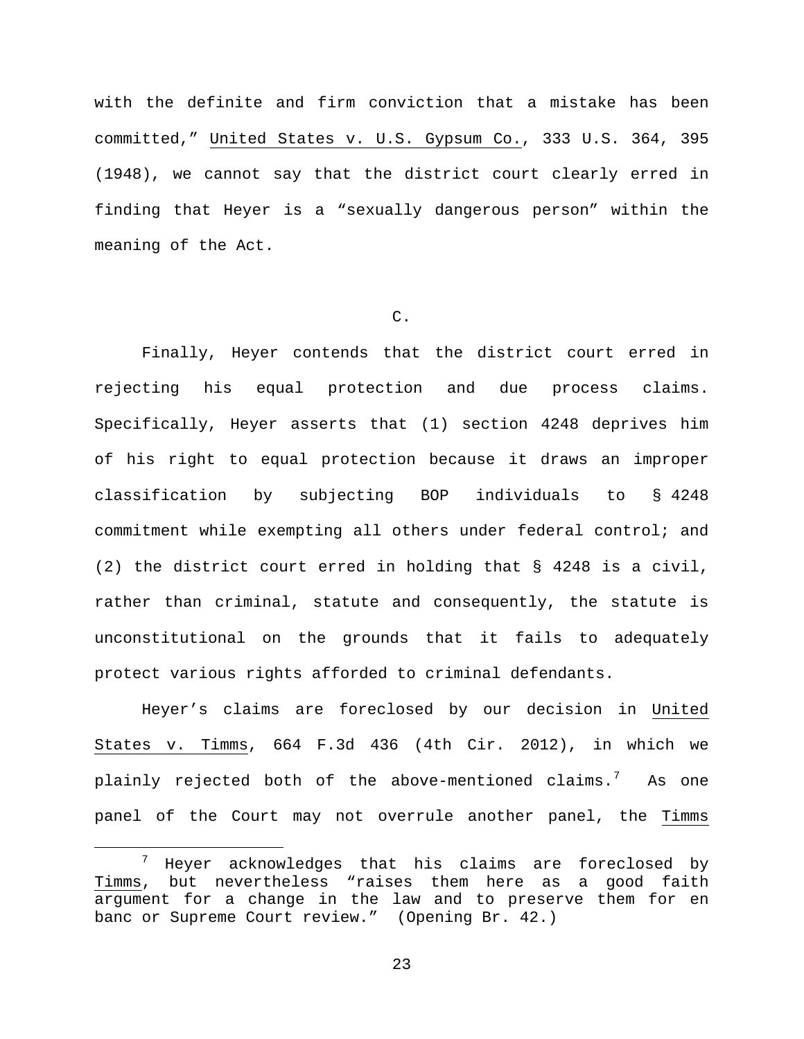with the definite and firm conviction that a mistake has been committed," United States v. U.S. Gypsum Co., 333 U.S. 364, 395 (1948), we cannot say that the district court clearly erred in finding that Heyer is a "sexually dangerous person" within the meaning of the Act.

C.

Finally, Heyer contends that the district court erred in rejecting his equal protection and due process claims. Specifically, Heyer asserts that (1) section 4248 deprives him of his right to equal protection because it draws an improper classification by subjecting BOP individuals to § 4248 commitment while exempting all others under federal control; and (2) the district court erred in holding that § 4248 is a civil, rather than criminal, statute and consequently, the statute is unconstitutional on the grounds that it fails to adequately protect various rights afforded to criminal defendants.

Heyer's claims are foreclosed by our decision in United States v. Timms, 664 F.3d 436 (4th Cir. 2012), in which we plainly rejected both of the above-mentioned claims.[7] As one panel of the Court may not overrule another panel, the Timms

[7] Heyer acknowledges that his claims are foreclosed by Timms, but nevertheless "raises them here as a good faith argument for a change in the law and to preserve them for en banc or Supreme Court review." (Opening Br. 42.)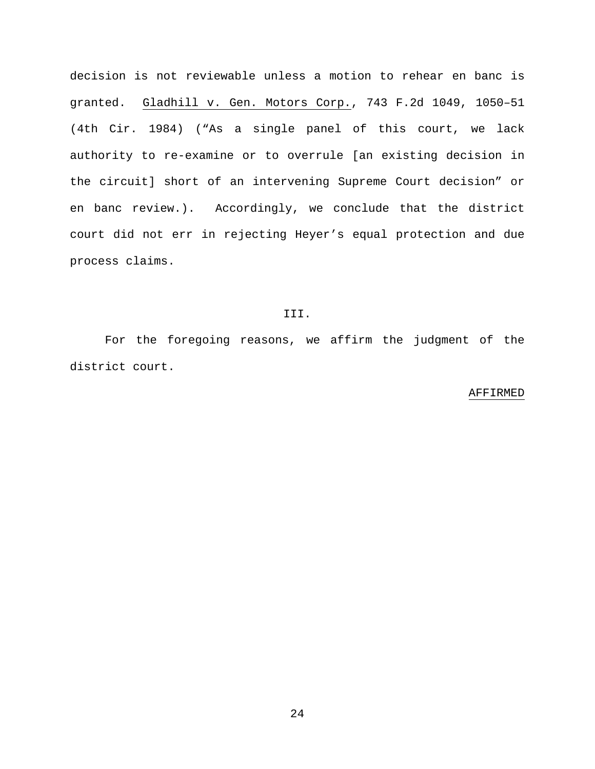decision is not reviewable unless a motion to rehear en banc is granted. Gladhill v. Gen. Motors Corp., 743 F.2d 1049, 1050–51 (4th Cir. 1984) ("As a single panel of this court, we lack authority to re-examine or to overrule [an existing decision in the circuit] short of an intervening Supreme Court decision" or en banc review.). Accordingly, we conclude that the district court did not err in rejecting Heyer's equal protection and due process claims.

## III.

For the foregoing reasons, we affirm the judgment of the district court.

AFFIRMED